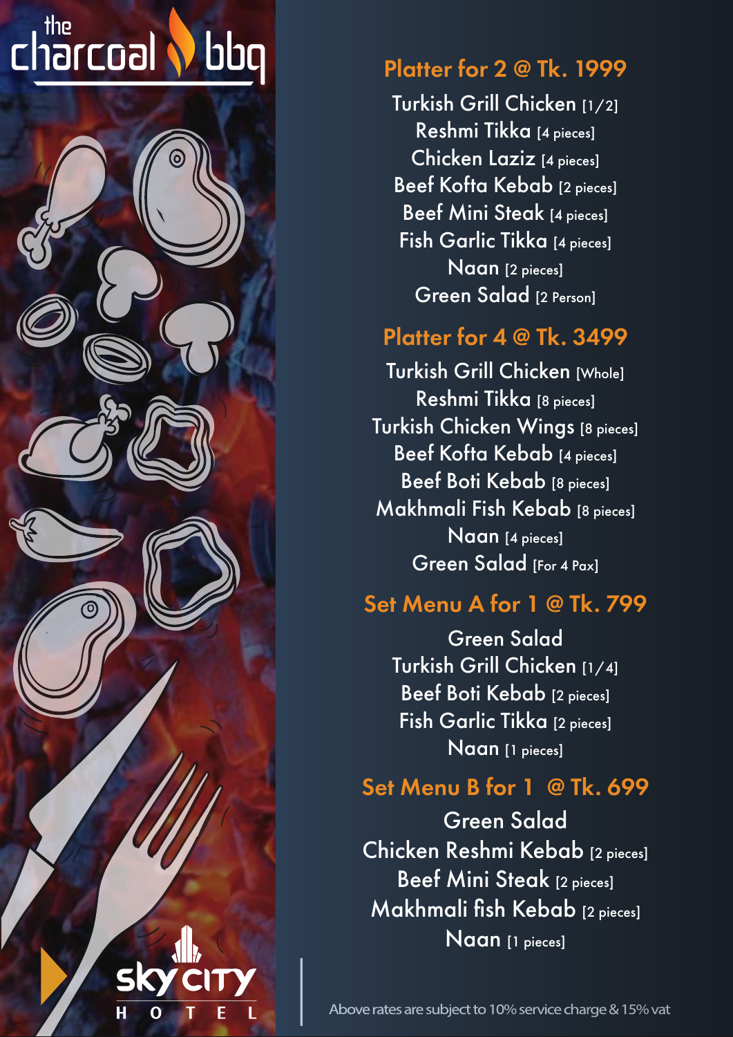the charcoal bbq

## Platter for 2 @ Tk. 1999

Turkish Grill Chicken [1/2]
Reshmi Tikka [4 pieces]
Chicken Laziz [4 pieces]
Beef Kofta Kebab [2 pieces]
Beef Mini Steak [4 pieces]
Fish Garlic Tikka [4 pieces]
Naan [2 pieces]
Green Salad [2 Person]

## Platter for 4 @ Tk. 3499

Turkish Grill Chicken [Whole]
Reshmi Tikka [8 pieces]
Turkish Chicken Wings [8 pieces]
Beef Kofta Kebab [4 pieces]
Beef Boti Kebab [8 pieces]
Makhmali Fish Kebab [8 pieces]
Naan [4 pieces]
Green Salad [For 4 Pax]

## Set Menu A for 1 @ Tk. 799

Green Salad
Turkish Grill Chicken [1/4]
Beef Boti Kebab [2 pieces]
Fish Garlic Tikka [2 pieces]
Naan [1 pieces]

## Set Menu B for 1 @ Tk. 699

Green Salad
Chicken Reshmi Kebab [2 pieces]
Beef Mini Steak [2 pieces]
Makhmali fish Kebab [2 pieces]
Naan [1 pieces]

sky city HOTEL

Above rates are subject to 10% service charge & 15% vat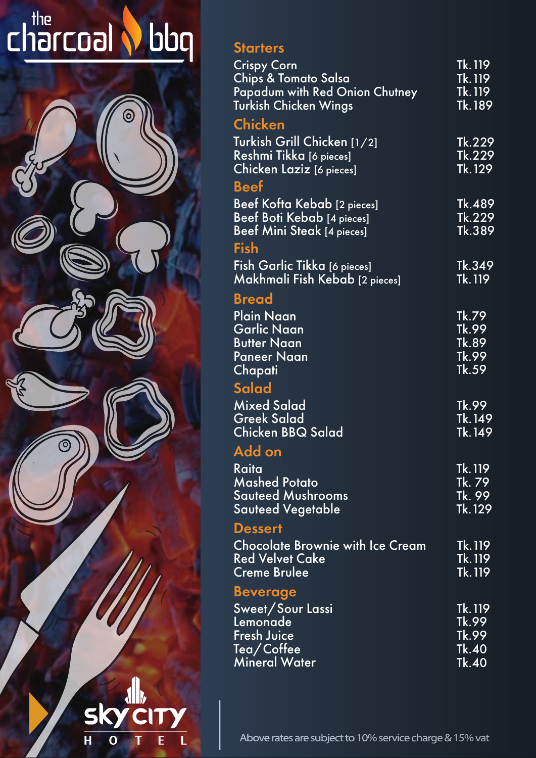# the charcoal bbq

## Starters

| | |
|---|---|
| Crispy Corn | Tk.119 |
| Chips & Tomato Salsa | Tk.119 |
| Papadum with Red Onion Chutney | Tk.119 |
| Turkish Chicken Wings | Tk.189 |

## Chicken

| | |
|---|---|
| Turkish Grill Chicken [1/2] | Tk.229 |
| Reshmi Tikka [6 pieces] | Tk.229 |
| Chicken Laziz [6 pieces] | Tk.129 |

## Beef

| | |
|---|---|
| Beef Kofta Kebab [2 pieces] | Tk.489 |
| Beef Boti Kebab [4 pieces] | Tk.229 |
| Beef Mini Steak [4 pieces] | Tk.389 |

## Fish

| | |
|---|---|
| Fish Garlic Tikka [6 pieces] | Tk.349 |
| Makhmali Fish Kebab [2 pieces] | Tk.119 |

## Bread

| | |
|---|---|
| Plain Naan | Tk.79 |
| Garlic Naan | Tk.99 |
| Butter Naan | Tk.89 |
| Paneer Naan | Tk.99 |
| Chapati | Tk.59 |

## Salad

| | |
|---|---|
| Mixed Salad | Tk.99 |
| Greek Salad | Tk.149 |
| Chicken BBQ Salad | Tk.149 |

## Add on

| | |
|---|---|
| Raita | Tk.119 |
| Mashed Potato | Tk. 79 |
| Sauteed Mushrooms | Tk. 99 |
| Sauteed Vegetable | Tk.129 |

## Dessert

| | |
|---|---|
| Chocolate Brownie with Ice Cream | Tk.119 |
| Red Velvet Cake | Tk.119 |
| Creme Brulee | Tk.119 |

## Beverage

| | |
|---|---|
| Sweet/Sour Lassi | Tk.119 |
| Lemonade | Tk.99 |
| Fresh Juice | Tk.99 |
| Tea/Coffee | Tk.40 |
| Mineral Water | Tk.40 |

Above rates are subject to 10% service charge & 15% vat

SKY CITY HOTEL